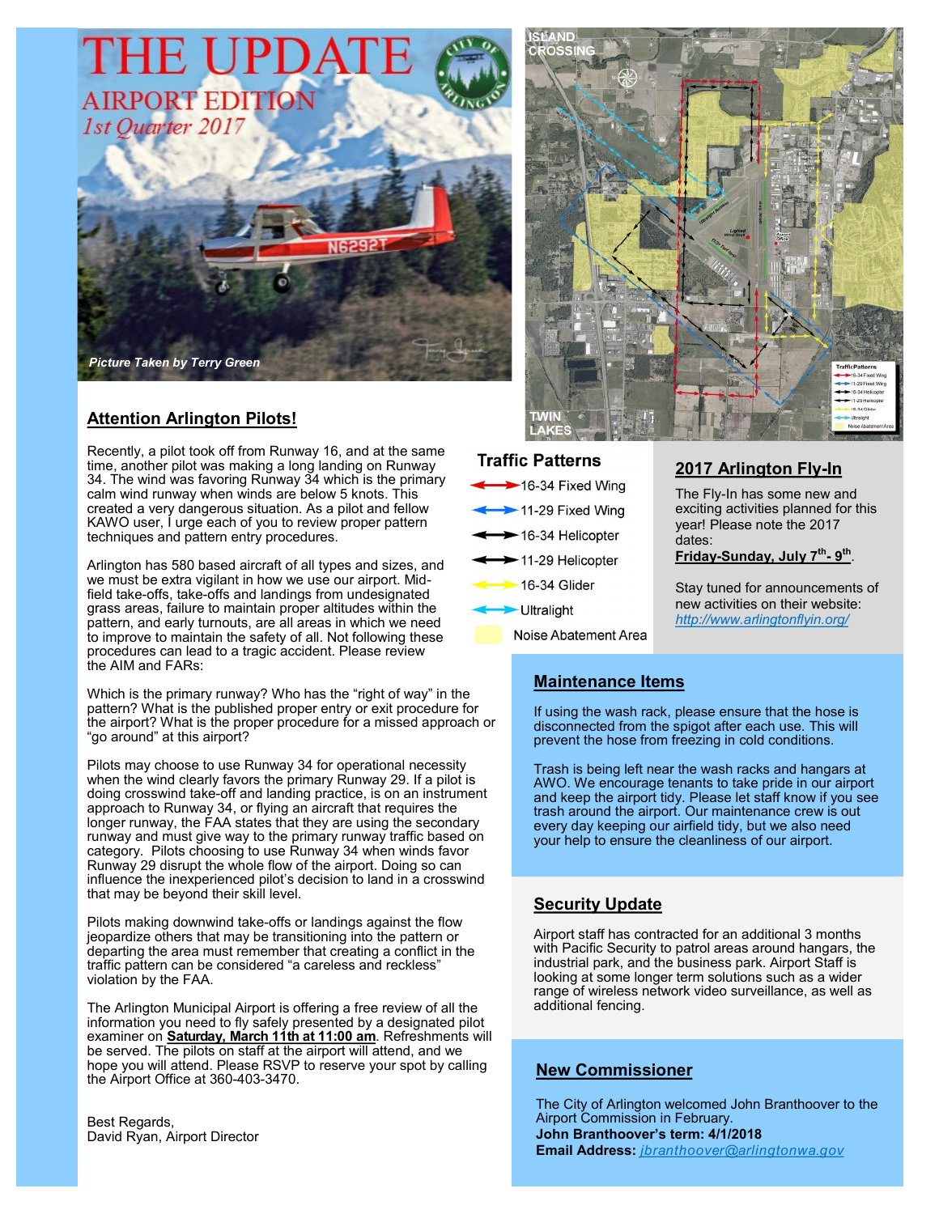# THE UPDATE

## AIRPORT EDITION

*1st Quarter 2017*

*Picture Taken by Terry Green*

## Attention Arlington Pilots!

Recently, a pilot took off from Runway 16, and at the same time, another pilot was making a long landing on Runway 34. The wind was favoring Runway 34 which is the primary calm wind runway when winds are below 5 knots. This created a very dangerous situation. As a pilot and fellow KAWO user, I urge each of you to review proper pattern techniques and pattern entry procedures.

Arlington has 580 based aircraft of all types and sizes, and we must be extra vigilant in how we use our airport. Mid-field take-offs, take-offs and landings from undesignated grass areas, failure to maintain proper altitudes within the pattern, and early turnouts, are all areas in which we need to improve to maintain the safety of all. Not following these procedures can lead to a tragic accident. Please review the AIM and FARs:

Which is the primary runway? Who has the "right of way" in the pattern? What is the published proper entry or exit procedure for the airport? What is the proper procedure for a missed approach or "go around" at this airport?

Pilots may choose to use Runway 34 for operational necessity when the wind clearly favors the primary Runway 29. If a pilot is doing crosswind take-off and landing practice, is on an instrument approach to Runway 34, or flying an aircraft that requires the longer runway, the FAA states that they are using the secondary runway and must give way to the primary runway traffic based on category. Pilots choosing to use Runway 34 when winds favor Runway 29 disrupt the whole flow of the airport. Doing so can influence the inexperienced pilot's decision to land in a crosswind that may be beyond their skill level.

Pilots making downwind take-offs or landings against the flow jeopardize others that may be transitioning into the pattern or departing the area must remember that creating a conflict in the traffic pattern can be considered "a careless and reckless" violation by the FAA.

The Arlington Municipal Airport is offering a free review of all the information you need to fly safely presented by a designated pilot examiner on **Saturday, March 11th at 11:00 am**. Refreshments will be served. The pilots on staff at the airport will attend, and we hope you will attend. Please RSVP to reserve your spot by calling the Airport Office at 360-403-3470.

Best Regards,
David Ryan, Airport Director

### Traffic Patterns

- 16-34 Fixed Wing
- 11-29 Fixed Wing
- 16-34 Helicopter
- 11-29 Helicopter
- 16-34 Glider
- Ultralight
- Noise Abatement Area

## 2017 Arlington Fly-In

The Fly-In has some new and exciting activities planned for this year! Please note the 2017 dates:
**Friday-Sunday, July 7th- 9th**.

Stay tuned for announcements of new activities on their website: http://www.arlingtonflyin.org/

## Maintenance Items

If using the wash rack, please ensure that the hose is disconnected from the spigot after each use. This will prevent the hose from freezing in cold conditions.

Trash is being left near the wash racks and hangars at AWO. We encourage tenants to take pride in our airport and keep the airport tidy. Please let staff know if you see trash around the airport. Our maintenance crew is out every day keeping our airfield tidy, but we also need your help to ensure the cleanliness of our airport.

## Security Update

Airport staff has contracted for an additional 3 months with Pacific Security to patrol areas around hangars, the industrial park, and the business park. Airport Staff is looking at some longer term solutions such as a wider range of wireless network video surveillance, as well as additional fencing.

## New Commissioner

The City of Arlington welcomed John Branthoover to the Airport Commission in February.
**John Branthoover's term: 4/1/2018**
**Email Address:** jbranthoover@arlingtonwa.gov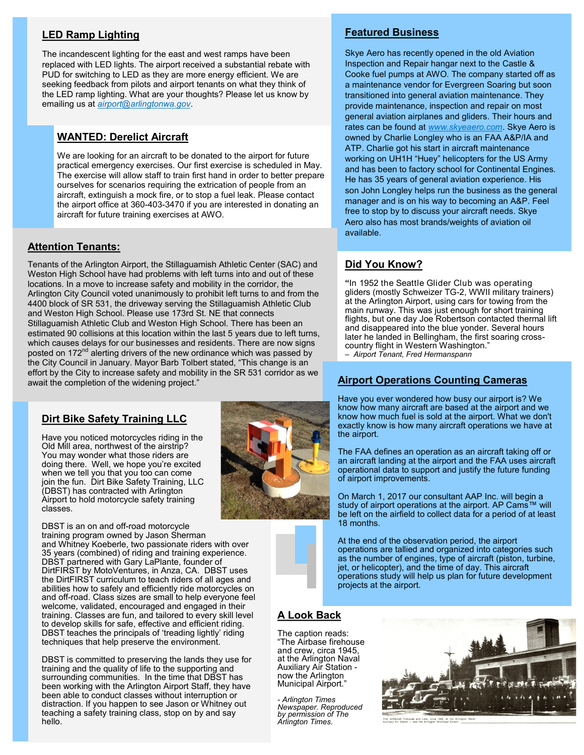## LED Ramp Lighting

The incandescent lighting for the east and west ramps have been replaced with LED lights. The airport received a substantial rebate with PUD for switching to LED as they are more energy efficient. We are seeking feedback from pilots and airport tenants on what they think of the LED ramp lighting. What are your thoughts? Please let us know by emailing us at *airport@arlingtonwa.gov*.

## WANTED: Derelict Aircraft

We are looking for an aircraft to be donated to the airport for future practical emergency exercises. Our first exercise is scheduled in May. The exercise will allow staff to train first hand in order to better prepare ourselves for scenarios requiring the extrication of people from an aircraft, extinguish a mock fire, or to stop a fuel leak. Please contact the airport office at 360-403-3470 if you are interested in donating an aircraft for future training exercises at AWO.

## Attention Tenants:

Tenants of the Arlington Airport, the Stillaguamish Athletic Center (SAC) and Weston High School have had problems with left turns into and out of these locations. In a move to increase safety and mobility in the corridor, the Arlington City Council voted unanimously to prohibit left turns to and from the 4400 block of SR 531, the driveway serving the Stillaguamish Athletic Club and Weston High School. Please use 173rd St. NE that connects Stillaguamish Athletic Club and Weston High School. There has been an estimated 90 collisions at this location within the last 5 years due to left turns, which causes delays for our businesses and residents. There are now signs posted on 172nd alerting drivers of the new ordinance which was passed by the City Council in January. Mayor Barb Tolbert stated, "This change is an effort by the City to increase safety and mobility in the SR 531 corridor as we await the completion of the widening project."

## Dirt Bike Safety Training LLC

Have you noticed motorcycles riding in the Old Mill area, northwest of the airstrip? You may wonder what those riders are doing there. Well, we hope you're excited when we tell you that you too can come join the fun. Dirt Bike Safety Training, LLC (DBST) has contracted with Arlington Airport to hold motorcycle safety training classes.

DBST is an on and off-road motorcycle training program owned by Jason Sherman and Whitney Koeberle, two passionate riders with over 35 years (combined) of riding and training experience. DBST partnered with Gary LaPlante, founder of DirtFIRST by MotoVentures, in Anza, CA. DBST uses the DirtFIRST curriculum to teach riders of all ages and abilities how to safely and efficiently ride motorcycles on and off-road. Class sizes are small to help everyone feel welcome, validated, encouraged and engaged in their training. Classes are fun, and tailored to every skill level to develop skills for safe, effective and efficient riding. DBST teaches the principals of 'treading lightly' riding techniques that help preserve the environment.

DBST is committed to preserving the lands they use for training and the quality of life to the supporting and surrounding communities. In the time that DBST has been working with the Arlington Airport Staff, they have been able to conduct classes without interruption or distraction. If you happen to see Jason or Whitney out teaching a safety training class, stop on by and say hello.

## Featured Business

Skye Aero has recently opened in the old Aviation Inspection and Repair hangar next to the Castle & Cooke fuel pumps at AWO. The company started off as a maintenance vendor for Evergreen Soaring but soon transitioned into general aviation maintenance. They provide maintenance, inspection and repair on most general aviation airplanes and gliders. Their hours and rates can be found at *www.skyeaero.com*. Skye Aero is owned by Charlie Longley who is an FAA A&P/IA and ATP. Charlie got his start in aircraft maintenance working on UH1H "Huey" helicopters for the US Army and has been to factory school for Continental Engines. He has 35 years of general aviation experience. His son John Longley helps run the business as the general manager and is on his way to becoming an A&P. Feel free to stop by to discuss your aircraft needs. Skye Aero also has most brands/weights of aviation oil available.

## Did You Know?

"In 1952 the Seattle Glider Club was operating gliders (mostly Schweizer TG-2, WWII military trainers) at the Arlington Airport, using cars for towing from the main runway. This was just enough for short training flights, but one day Joe Robertson contacted thermal lift and disappeared into the blue yonder. Several hours later he landed in Bellingham, the first soaring cross-country flight in Western Washington."
– *Airport Tenant, Fred Hermanspann*

## Airport Operations Counting Cameras

Have you ever wondered how busy our airport is? We know how many aircraft are based at the airport and we know how much fuel is sold at the airport. What we don't exactly know is how many aircraft operations we have at the airport.

The FAA defines an operation as an aircraft taking off or an aircraft landing at the airport and the FAA uses aircraft operational data to support and justify the future funding of airport improvements.

On March 1, 2017 our consultant AAP Inc. will begin a study of airport operations at the airport. AP Cams™ will be left on the airfield to collect data for a period of at least 18 months.

At the end of the observation period, the airport operations are tallied and organized into categories such as the number of engines, type of aircraft (piston, turbine, jet, or helicopter), and the time of day. This aircraft operations study will help us plan for future development projects at the airport.

## A Look Back

The caption reads: "The Airbase firehouse and crew, circa 1945, at the Arlington Naval Auxiliary Air Station - now the Arlington Municipal Airport."

*- Arlington Times Newspaper. Reproduced by permission of The Arlington Times.*

THE AIRBASE firehouse and crew, circa 1945, at the Arlington Naval Auxiliary Air Station — now the Arlington Municipal Airport.